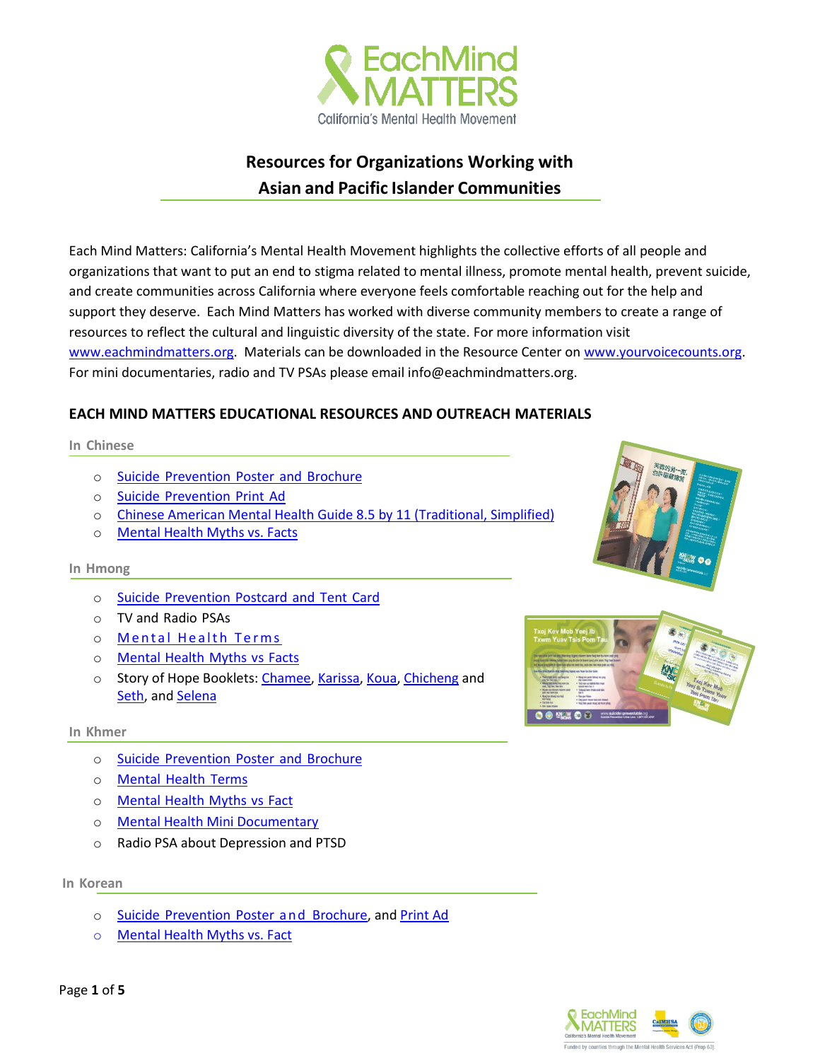# Resources for Organizations Working with Asian and Pacific Islander Communities

Each Mind Matters: California's Mental Health Movement highlights the collective efforts of all people and organizations that want to put an end to stigma related to mental illness, promote mental health, prevent suicide, and create communities across California where everyone feels comfortable reaching out for the help and support they deserve. Each Mind Matters has worked with diverse community members to create a range of resources to reflect the cultural and linguistic diversity of the state. For more information visit www.eachmindmatters.org. Materials can be downloaded in the Resource Center on www.yourvoicecounts.org. For mini documentaries, radio and TV PSAs please email info@eachmindmatters.org.

## EACH MIND MATTERS EDUCATIONAL RESOURCES AND OUTREACH MATERIALS

### In Chinese

- Suicide Prevention Poster and Brochure
- Suicide Prevention Print Ad
- Chinese American Mental Health Guide 8.5 by 11 (Traditional, Simplified)
- Mental Health Myths vs. Facts

### In Hmong

- Suicide Prevention Postcard and Tent Card
- TV and Radio PSAs
- Mental Health Terms
- Mental Health Myths vs Facts
- Story of Hope Booklets: Chamee, Karissa, Koua, Chicheng and Seth, and Selena

### In Khmer

- Suicide Prevention Poster and Brochure
- Mental Health Terms
- Mental Health Myths vs Fact
- Mental Health Mini Documentary
- Radio PSA about Depression and PTSD

### In Korean

- Suicide Prevention Poster and Brochure, and Print Ad
- Mental Health Myths vs. Fact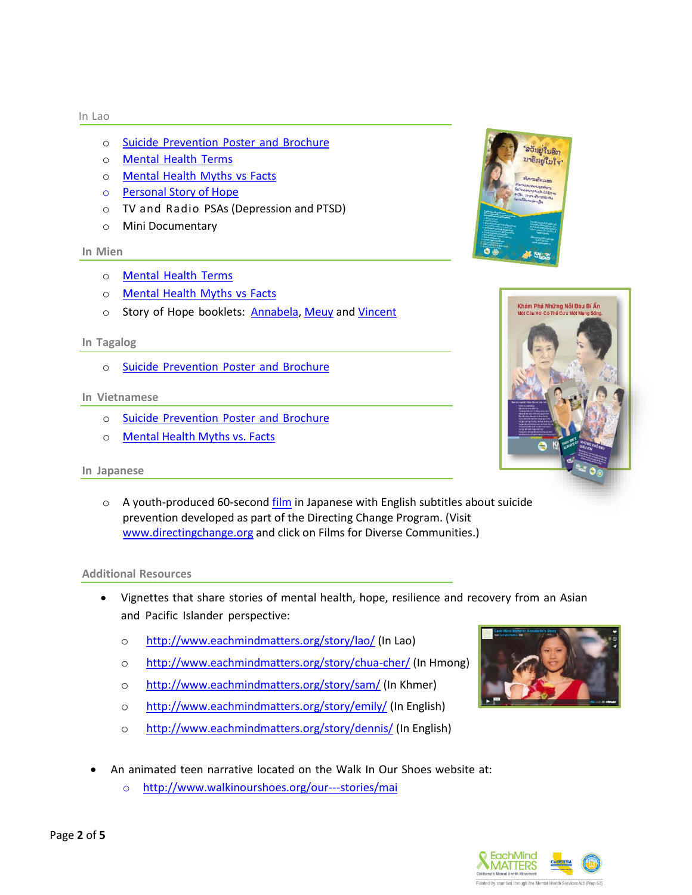## In Lao

- Suicide Prevention Poster and Brochure
- Mental Health Terms
- Mental Health Myths vs Facts
- Personal Story of Hope
- TV and Radio PSAs (Depression and PTSD)
- Mini Documentary

## In Mien

- Mental Health Terms
- Mental Health Myths vs Facts
- Story of Hope booklets: Annabela, Meuy and Vincent

## In Tagalog

- Suicide Prevention Poster and Brochure

## In Vietnamese

- Suicide Prevention Poster and Brochure
- Mental Health Myths vs. Facts

## In Japanese

- A youth-produced 60-second film in Japanese with English subtitles about suicide prevention developed as part of the Directing Change Program. (Visit www.directingchange.org and click on Films for Diverse Communities.)

## Additional Resources

- Vignettes that share stories of mental health, hope, resilience and recovery from an Asian and Pacific Islander perspective:
  - http://www.eachmindmatters.org/story/lao/ (In Lao)
  - http://www.eachmindmatters.org/story/chua-cher/ (In Hmong)
  - http://www.eachmindmatters.org/story/sam/ (In Khmer)
  - http://www.eachmindmatters.org/story/emily/ (In English)
  - http://www.eachmindmatters.org/story/dennis/ (In English)

- An animated teen narrative located on the Walk In Our Shoes website at:
  - http://www.walkinourshoes.org/our---stories/mai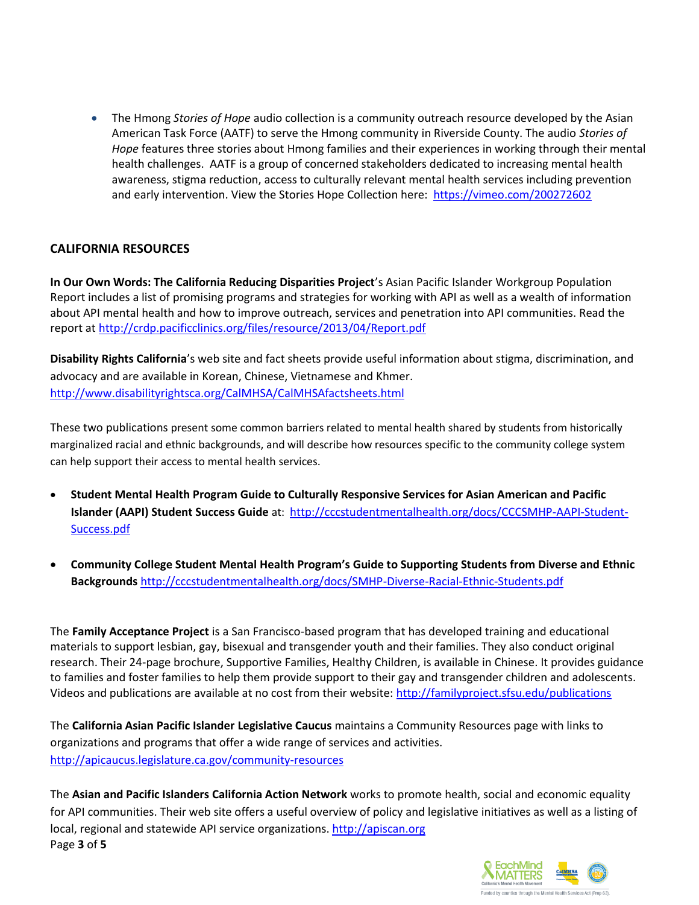- The Hmong *Stories of Hope* audio collection is a community outreach resource developed by the Asian American Task Force (AATF) to serve the Hmong community in Riverside County. The audio *Stories of Hope* features three stories about Hmong families and their experiences in working through their mental health challenges. AATF is a group of concerned stakeholders dedicated to increasing mental health awareness, stigma reduction, access to culturally relevant mental health services including prevention and early intervention. View the Stories Hope Collection here: https://vimeo.com/200272602

## CALIFORNIA RESOURCES

**In Our Own Words: The California Reducing Disparities Project**'s Asian Pacific Islander Workgroup Population Report includes a list of promising programs and strategies for working with API as well as a wealth of information about API mental health and how to improve outreach, services and penetration into API communities. Read the report at http://crdp.pacificclinics.org/files/resource/2013/04/Report.pdf

**Disability Rights California**'s web site and fact sheets provide useful information about stigma, discrimination, and advocacy and are available in Korean, Chinese, Vietnamese and Khmer. http://www.disabilityrightsca.org/CalMHSA/CalMHSAfactsheets.html

These two publications present some common barriers related to mental health shared by students from historically marginalized racial and ethnic backgrounds, and will describe how resources specific to the community college system can help support their access to mental health services.

- **Student Mental Health Program Guide to Culturally Responsive Services for Asian American and Pacific Islander (AAPI) Student Success Guide** at: http://cccstudentmentalhealth.org/docs/CCCSMHP-AAPI-Student-Success.pdf
- **Community College Student Mental Health Program's Guide to Supporting Students from Diverse and Ethnic Backgrounds** http://cccstudentmentalhealth.org/docs/SMHP-Diverse-Racial-Ethnic-Students.pdf

The **Family Acceptance Project** is a San Francisco-based program that has developed training and educational materials to support lesbian, gay, bisexual and transgender youth and their families. They also conduct original research. Their 24-page brochure, Supportive Families, Healthy Children, is available in Chinese. It provides guidance to families and foster families to help them provide support to their gay and transgender children and adolescents. Videos and publications are available at no cost from their website: http://familyproject.sfsu.edu/publications

The **California Asian Pacific Islander Legislative Caucus** maintains a Community Resources page with links to organizations and programs that offer a wide range of services and activities. http://apicaucus.legislature.ca.gov/community-resources

The **Asian and Pacific Islanders California Action Network** works to promote health, social and economic equality for API communities. Their web site offers a useful overview of policy and legislative initiatives as well as a listing of local, regional and statewide API service organizations. http://apiscan.org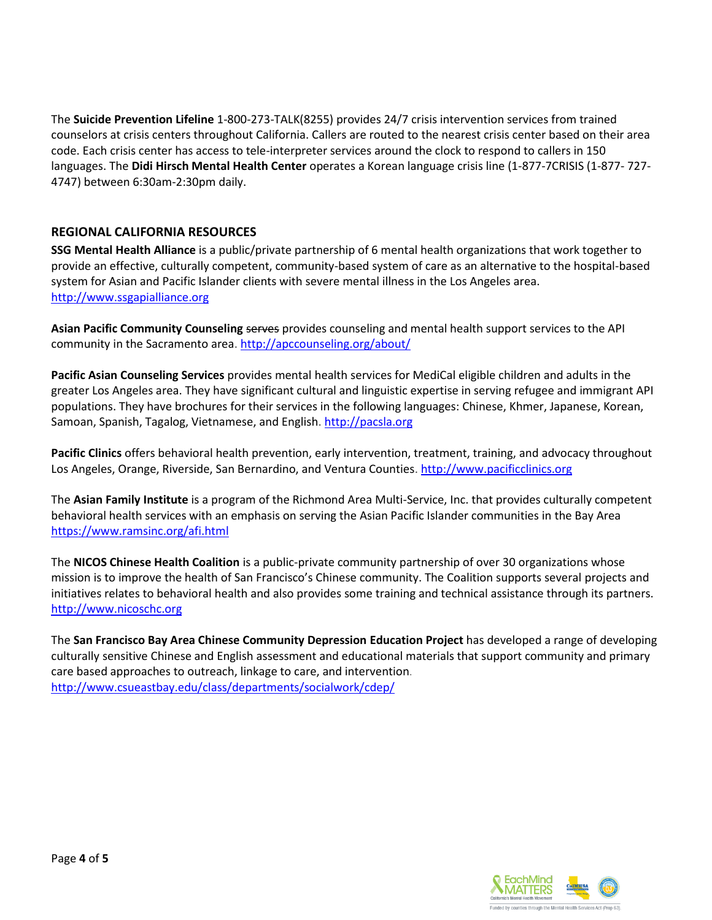The **Suicide Prevention Lifeline** 1-800-273-TALK(8255) provides 24/7 crisis intervention services from trained counselors at crisis centers throughout California. Callers are routed to the nearest crisis center based on their area code. Each crisis center has access to tele-interpreter services around the clock to respond to callers in 150 languages. The **Didi Hirsch Mental Health Center** operates a Korean language crisis line (1-877-7CRISIS (1-877- 727-4747) between 6:30am-2:30pm daily.

## REGIONAL CALIFORNIA RESOURCES

**SSG Mental Health Alliance** is a public/private partnership of 6 mental health organizations that work together to provide an effective, culturally competent, community-based system of care as an alternative to the hospital-based system for Asian and Pacific Islander clients with severe mental illness in the Los Angeles area. http://www.ssgapialliance.org

**Asian Pacific Community Counseling** ~~serves~~ provides counseling and mental health support services to the API community in the Sacramento area. http://apccounseling.org/about/

**Pacific Asian Counseling Services** provides mental health services for MediCal eligible children and adults in the greater Los Angeles area. They have significant cultural and linguistic expertise in serving refugee and immigrant API populations. They have brochures for their services in the following languages: Chinese, Khmer, Japanese, Korean, Samoan, Spanish, Tagalog, Vietnamese, and English. http://pacsla.org

**Pacific Clinics** offers behavioral health prevention, early intervention, treatment, training, and advocacy throughout Los Angeles, Orange, Riverside, San Bernardino, and Ventura Counties. http://www.pacificclinics.org

The **Asian Family Institute** is a program of the Richmond Area Multi-Service, Inc. that provides culturally competent behavioral health services with an emphasis on serving the Asian Pacific Islander communities in the Bay Area https://www.ramsinc.org/afi.html

The **NICOS Chinese Health Coalition** is a public-private community partnership of over 30 organizations whose mission is to improve the health of San Francisco's Chinese community. The Coalition supports several projects and initiatives relates to behavioral health and also provides some training and technical assistance through its partners. http://www.nicoschc.org

The **San Francisco Bay Area Chinese Community Depression Education Project** has developed a range of developing culturally sensitive Chinese and English assessment and educational materials that support community and primary care based approaches to outreach, linkage to care, and intervention. http://www.csueastbay.edu/class/departments/socialwork/cdep/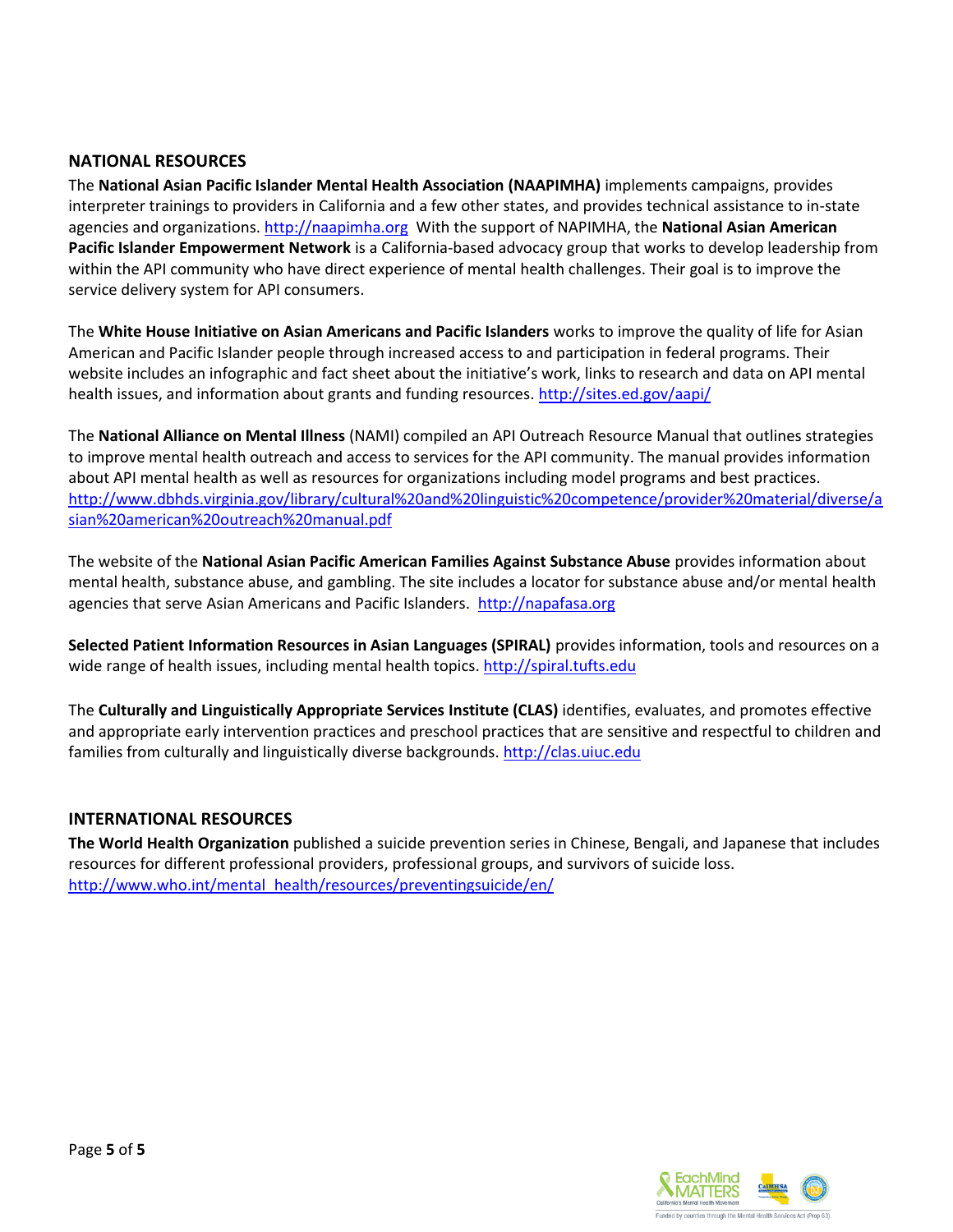## NATIONAL RESOURCES

The **National Asian Pacific Islander Mental Health Association (NAAPIMHA)** implements campaigns, provides interpreter trainings to providers in California and a few other states, and provides technical assistance to in-state agencies and organizations. http://naapimha.org With the support of NAPIMHA, the **National Asian American Pacific Islander Empowerment Network** is a California-based advocacy group that works to develop leadership from within the API community who have direct experience of mental health challenges. Their goal is to improve the service delivery system for API consumers.

The **White House Initiative on Asian Americans and Pacific Islanders** works to improve the quality of life for Asian American and Pacific Islander people through increased access to and participation in federal programs. Their website includes an infographic and fact sheet about the initiative's work, links to research and data on API mental health issues, and information about grants and funding resources. http://sites.ed.gov/aapi/

The **National Alliance on Mental Illness** (NAMI) compiled an API Outreach Resource Manual that outlines strategies to improve mental health outreach and access to services for the API community. The manual provides information about API mental health as well as resources for organizations including model programs and best practices. http://www.dbhds.virginia.gov/library/cultural%20and%20linguistic%20competence/provider%20material/diverse/asian%20american%20outreach%20manual.pdf

The website of the **National Asian Pacific American Families Against Substance Abuse** provides information about mental health, substance abuse, and gambling. The site includes a locator for substance abuse and/or mental health agencies that serve Asian Americans and Pacific Islanders. http://napafasa.org

**Selected Patient Information Resources in Asian Languages (SPIRAL)** provides information, tools and resources on a wide range of health issues, including mental health topics. http://spiral.tufts.edu

The **Culturally and Linguistically Appropriate Services Institute (CLAS)** identifies, evaluates, and promotes effective and appropriate early intervention practices and preschool practices that are sensitive and respectful to children and families from culturally and linguistically diverse backgrounds. http://clas.uiuc.edu

## INTERNATIONAL RESOURCES

**The World Health Organization** published a suicide prevention series in Chinese, Bengali, and Japanese that includes resources for different professional providers, professional groups, and survivors of suicide loss. http://www.who.int/mental_health/resources/preventingsuicide/en/

Funded by counties through the Mental Health Services Act (Prop 63).